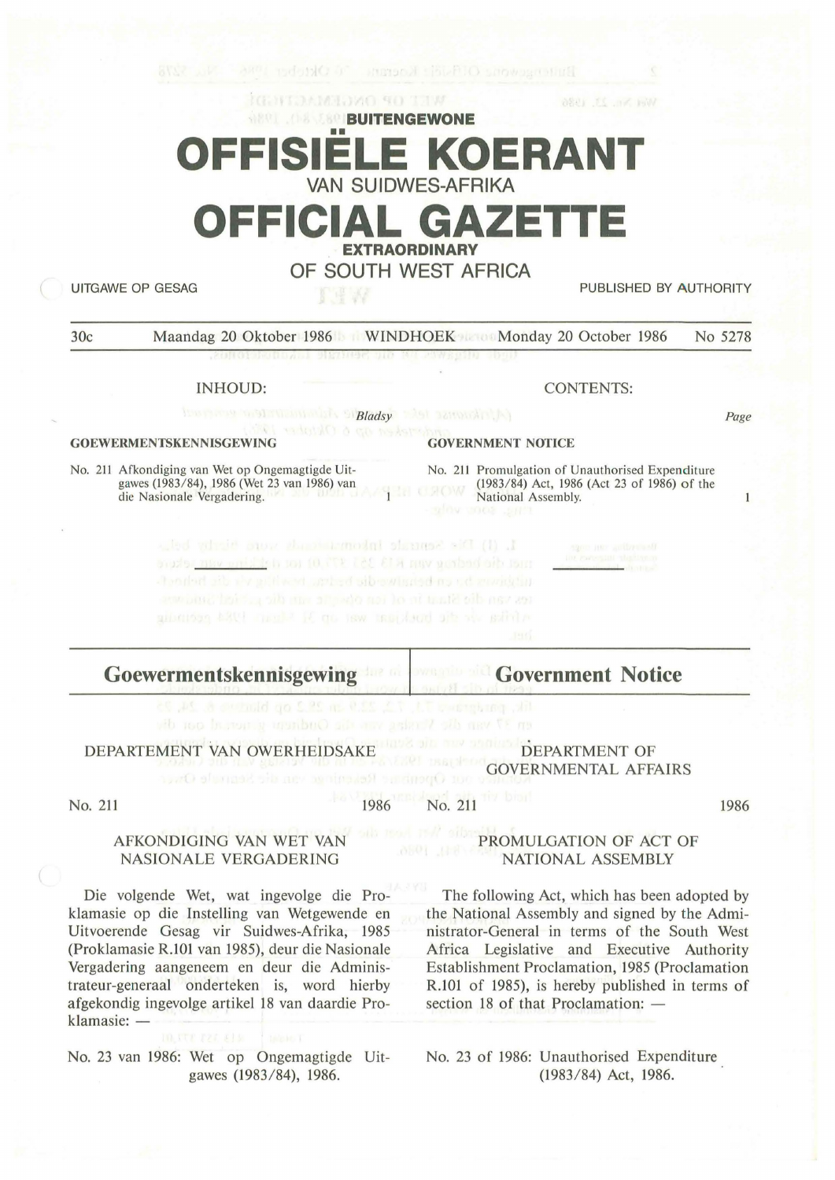**BUITENGEWONE**

# OFFISIËLE KOERANT

VAN SUIDWES-AFRIKA

# OFFICIAL GAZETTE

**EXTRAORDINARY**

OF SOUTH WEST AFRICA

UITGAWE OP GESAG | PUBLISHED BY AUTHORITY

30c | Maandag 20 Oktober 1986 | WINDHOEK | Monday 20 October 1986 | No 5278

INHOUD: | CONTENTS:

**GOEWERMENTSKENNISGEWING** — *Bladsy*

No. 211 Afkondiging van Wet op Ongemagtigde Uitgawes (1983/84), 1986 (Wet 23 van 1986) van die Nasionale Vergadering. — 1

**GOVERNMENT NOTICE** — *Page*

No. 211 Promulgation of Unauthorised Expenditure (1983/84) Act, 1986 (Act 23 of 1986) of the National Assembly. — 1

## Goewermentskennisgewing

DEPARTEMENT VAN OWERHEIDSAKE

No. 211 — 1986

AFKONDIGING VAN WET VAN NASIONALE VERGADERING

Die volgende Wet, wat ingevolge die Proklamasie op die Instelling van Wetgewende en Uitvoerende Gesag vir Suidwes-Afrika, 1985 (Proklamasie R.101 van 1985), deur die Nasionale Vergadering aangeneem en deur die Administrateur-generaal onderteken is, word hierby afgekondig ingevolge artikel 18 van daardie Proklamasie: —

No. 23 van 1986: Wet op Ongemagtigde Uitgawes (1983/84), 1986.

## Government Notice

DEPARTMENT OF GOVERNMENTAL AFFAIRS

No. 211 — 1986

PROMULGATION OF ACT OF NATIONAL ASSEMBLY

The following Act, which has been adopted by the National Assembly and signed by the Administrator-General in terms of the South West Africa Legislative and Executive Authority Establishment Proclamation, 1985 (Proclamation R.101 of 1985), is hereby published in terms of section 18 of that Proclamation: —

No. 23 of 1986: Unauthorised Expenditure (1983/84) Act, 1986.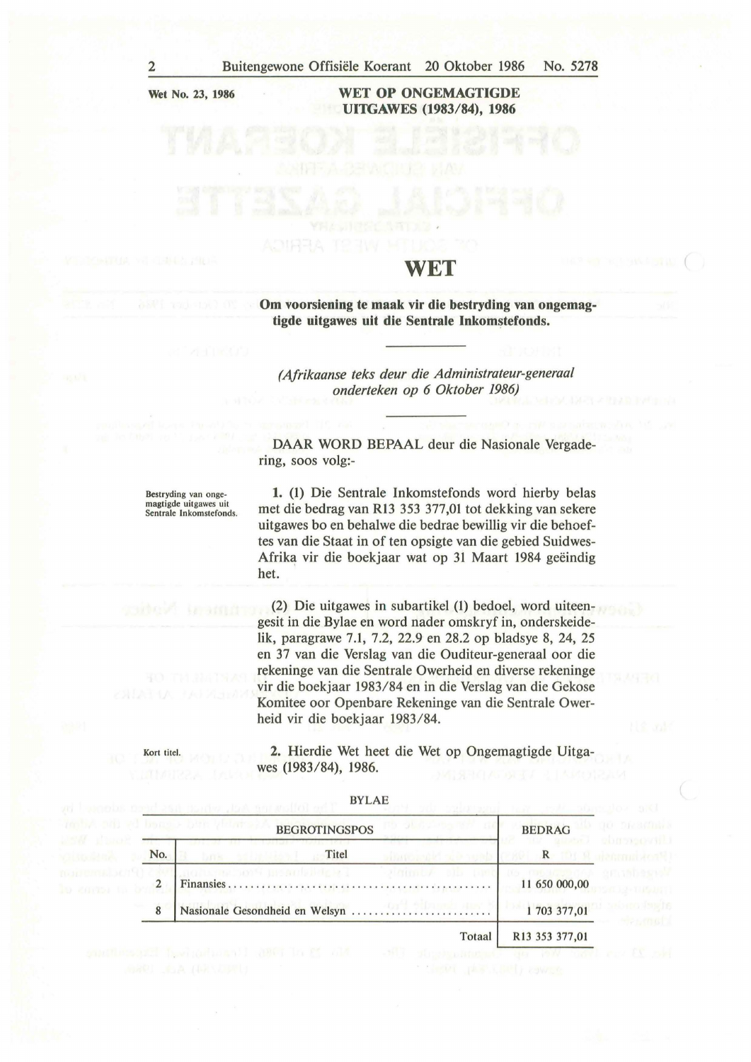Wet No. 23, 1986

# WET OP ONGEMAGTIGDE UITGAWES (1983/84), 1986

## WET

**Om voorsiening te maak vir die bestryding van ongemagtigde uitgawes uit die Sentrale Inkomstefonds.**

*(Afrikaanse teks deur die Administrateur-generaal onderteken op 6 Oktober 1986)*

DAAR WORD BEPAAL deur die Nasionale Vergadering, soos volg:-

Bestryding van ongemagtigde uitgawes uit Sentrale Inkomstefonds.

1. (1) Die Sentrale Inkomstefonds word hierby belas met die bedrag van R13 353 377,01 tot dekking van sekere uitgawes bo en behalwe die bedrae bewillig vir die behoeftes van die Staat in of ten opsigte van die gebied Suidwes-Afrika vir die boekjaar wat op 31 Maart 1984 geëindig het.

(2) Die uitgawes in subartikel (1) bedoel, word uiteengesit in die Bylae en word nader omskryf in, onderskeidelik, paragrawe 7.1, 7.2, 22.9 en 28.2 op bladsye 8, 24, 25 en 37 van die Verslag van die Ouditeur-generaal oor die rekeninge van die Sentrale Owerheid en diverse rekeninge vir die boekjaar 1983/84 en in die Verslag van die Gekose Komitee oor Openbare Rekeninge van die Sentrale Owerheid vir die boekjaar 1983/84.

Kort titel.

2. Hierdie Wet heet die Wet op Ongemagtigde Uitgawes (1983/84), 1986.

BYLAE

| BEGROTINGSPOS | | BEDRAG |
|---|---|---|
| No. | Titel | R |
| 2 | Finansies | 11 650 000,00 |
| 8 | Nasionale Gesondheid en Welsyn | 1 703 377,01 |
| | Totaal | R13 353 377,01 |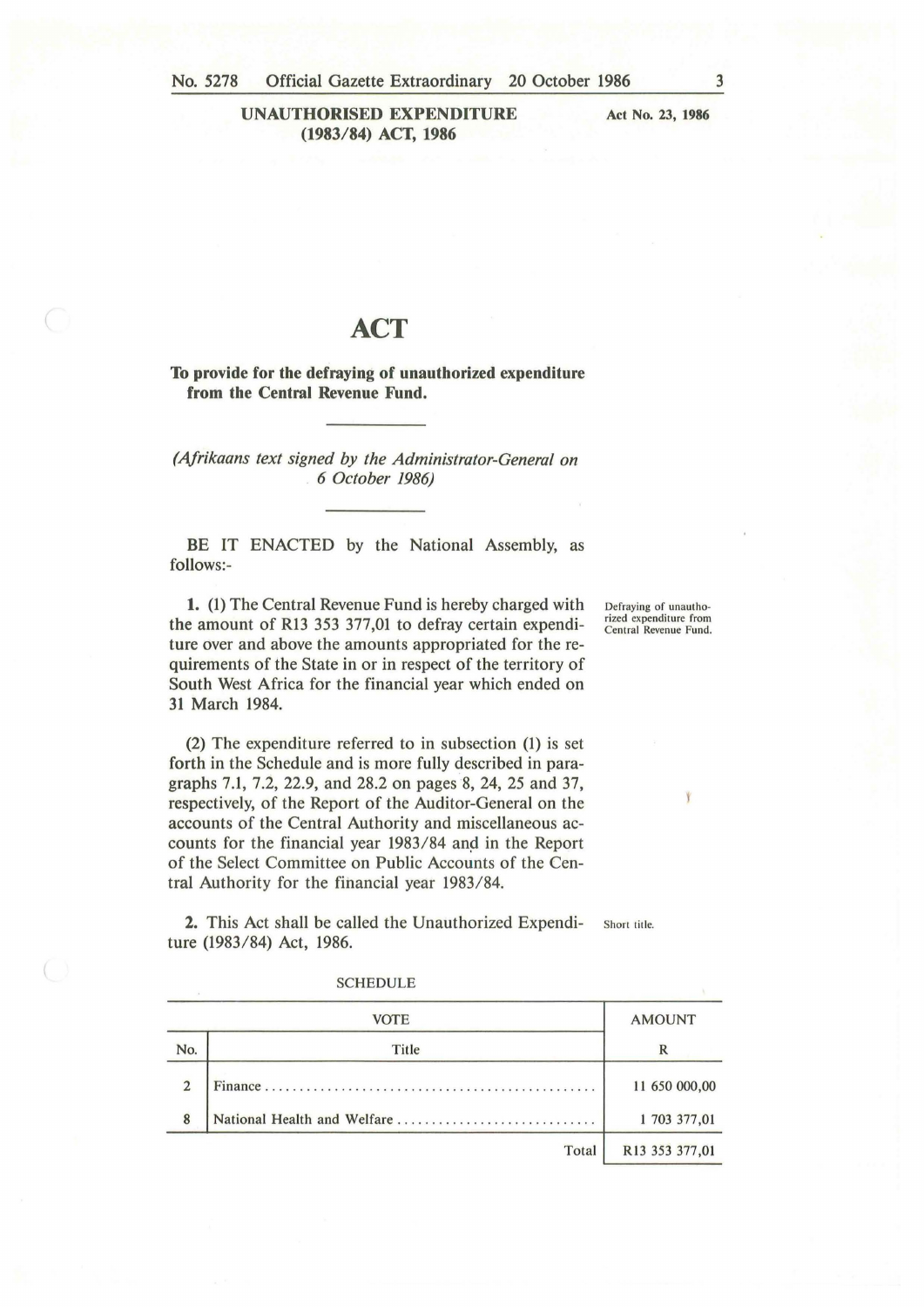**UNAUTHORISED EXPENDITURE (1983/84) ACT, 1986**

**Act No. 23, 1986**

# ACT

**To provide for the defraying of unauthorized expenditure from the Central Revenue Fund.**

*(Afrikaans text signed by the Administrator-General on 6 October 1986)*

BE IT ENACTED by the National Assembly, as follows:-

Defraying of unauthorized expenditure from Central Revenue Fund.

**1.** (1) The Central Revenue Fund is hereby charged with the amount of R13 353 377,01 to defray certain expenditure over and above the amounts appropriated for the requirements of the State in or in respect of the territory of South West Africa for the financial year which ended on 31 March 1984.

(2) The expenditure referred to in subsection (1) is set forth in the Schedule and is more fully described in paragraphs 7.1, 7.2, 22.9, and 28.2 on pages 8, 24, 25 and 37, respectively, of the Report of the Auditor-General on the accounts of the Central Authority and miscellaneous accounts for the financial year 1983/84 and in the Report of the Select Committee on Public Accounts of the Central Authority for the financial year 1983/84.

Short title.

**2.** This Act shall be called the Unauthorized Expenditure (1983/84) Act, 1986.

SCHEDULE

| VOTE | | AMOUNT |
|---|---|---|
| No. | Title | R |
| 2 | Finance ............................................... | 11 650 000,00 |
| 8 | National Health and Welfare ............................ | 1 703 377,01 |
| | Total | R13 353 377,01 |